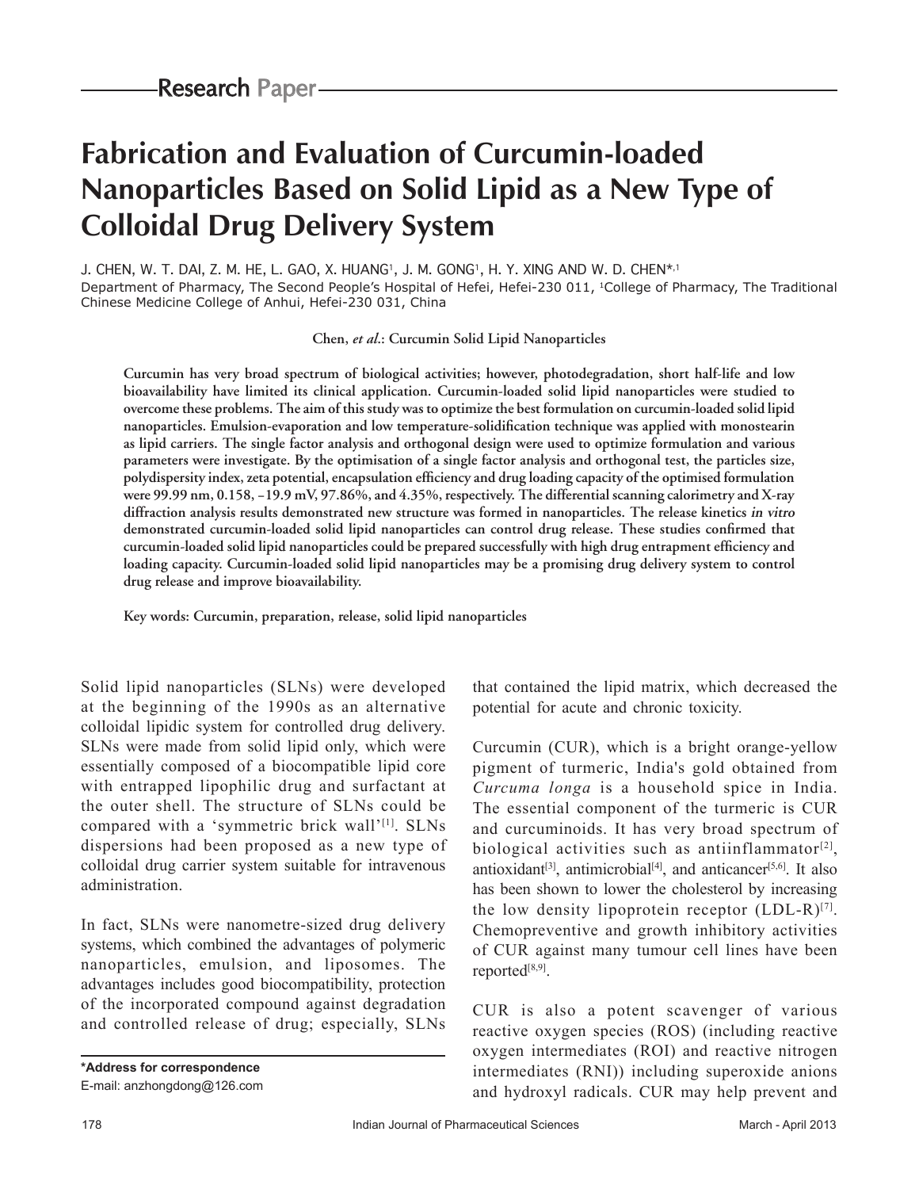Research Paper

# Fabrication and Evaluation of Curcumin-loaded Nanoparticles Based on Solid Lipid as a New Type of Colloidal Drug Delivery System

J. CHEN, W. T. DAI, Z. M. HE, L. GAO, X. HUANG[1], J. M. GONG[1], H. Y. XING AND W. D. CHEN*,[1]

Department of Pharmacy, The Second People's Hospital of Hefei, Hefei-230 011, [1]College of Pharmacy, The Traditional Chinese Medicine College of Anhui, Hefei-230 031, China

**Chen, *et al.*: Curcumin Solid Lipid Nanoparticles**

**Curcumin has very broad spectrum of biological activities; however, photodegradation, short half-life and low bioavailability have limited its clinical application. Curcumin-loaded solid lipid nanoparticles were studied to overcome these problems. The aim of this study was to optimize the best formulation on curcumin-loaded solid lipid nanoparticles. Emulsion-evaporation and low temperature-solidification technique was applied with monostearin as lipid carriers. The single factor analysis and orthogonal design were used to optimize formulation and various parameters were investigate. By the optimisation of a single factor analysis and orthogonal test, the particles size, polydispersity index, zeta potential, encapsulation efficiency and drug loading capacity of the optimised formulation were 99.99 nm, 0.158, –19.9 mV, 97.86%, and 4.35%, respectively. The differential scanning calorimetry and X-ray diffraction analysis results demonstrated new structure was formed in nanoparticles. The release kinetics *in vitro* demonstrated curcumin-loaded solid lipid nanoparticles can control drug release. These studies confirmed that curcumin-loaded solid lipid nanoparticles could be prepared successfully with high drug entrapment efficiency and loading capacity. Curcumin-loaded solid lipid nanoparticles may be a promising drug delivery system to control drug release and improve bioavailability.**

**Key words: Curcumin, preparation, release, solid lipid nanoparticles**

Solid lipid nanoparticles (SLNs) were developed at the beginning of the 1990s as an alternative colloidal lipidic system for controlled drug delivery. SLNs were made from solid lipid only, which were essentially composed of a biocompatible lipid core with entrapped lipophilic drug and surfactant at the outer shell. The structure of SLNs could be compared with a 'symmetric brick wall'[1]. SLNs dispersions had been proposed as a new type of colloidal drug carrier system suitable for intravenous administration.

In fact, SLNs were nanometre-sized drug delivery systems, which combined the advantages of polymeric nanoparticles, emulsion, and liposomes. The advantages includes good biocompatibility, protection of the incorporated compound against degradation and controlled release of drug; especially, SLNs that contained the lipid matrix, which decreased the potential for acute and chronic toxicity.

Curcumin (CUR), which is a bright orange-yellow pigment of turmeric, India's gold obtained from *Curcuma longa* is a household spice in India. The essential component of the turmeric is CUR and curcuminoids. It has very broad spectrum of biological activities such as antiinflammator[2], antioxidant[3], antimicrobial[4], and anticancer[5,6]. It also has been shown to lower the cholesterol by increasing the low density lipoprotein receptor (LDL-R)[7]. Chemopreventive and growth inhibitory activities of CUR against many tumour cell lines have been reported[8,9].

CUR is also a potent scavenger of various reactive oxygen species (ROS) (including reactive oxygen intermediates (ROI) and reactive nitrogen intermediates (RNI)) including superoxide anions and hydroxyl radicals. CUR may help prevent and

***Address for correspondence**
E-mail: anzhongdong@126.com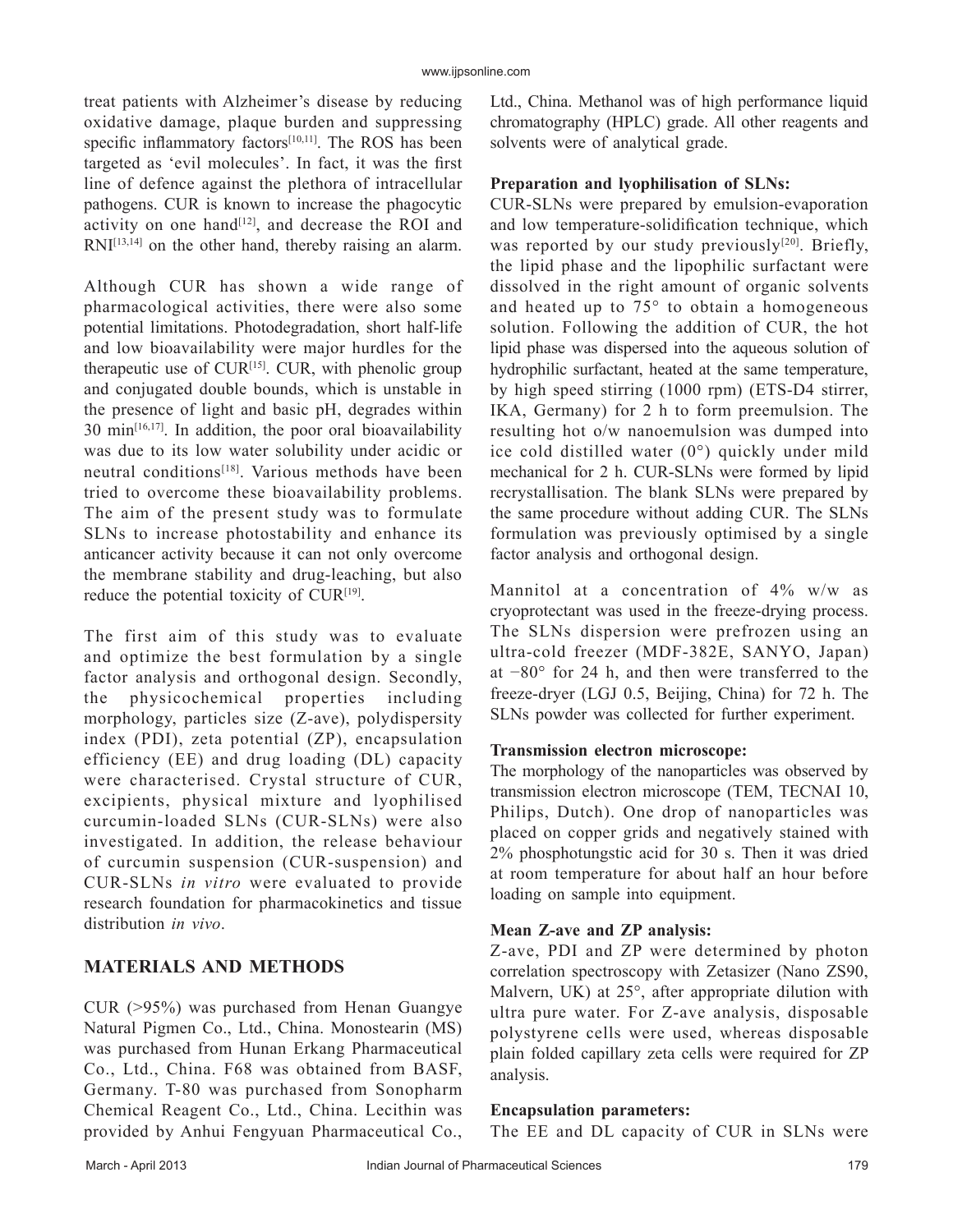treat patients with Alzheimer's disease by reducing oxidative damage, plaque burden and suppressing specific inflammatory factors[10,11]. The ROS has been targeted as 'evil molecules'. In fact, it was the first line of defence against the plethora of intracellular pathogens. CUR is known to increase the phagocytic activity on one hand[12], and decrease the ROI and RNI[13,14] on the other hand, thereby raising an alarm.

Although CUR has shown a wide range of pharmacological activities, there were also some potential limitations. Photodegradation, short half-life and low bioavailability were major hurdles for the therapeutic use of CUR[15]. CUR, with phenolic group and conjugated double bounds, which is unstable in the presence of light and basic pH, degrades within 30 min[16,17]. In addition, the poor oral bioavailability was due to its low water solubility under acidic or neutral conditions[18]. Various methods have been tried to overcome these bioavailability problems. The aim of the present study was to formulate SLNs to increase photostability and enhance its anticancer activity because it can not only overcome the membrane stability and drug-leaching, but also reduce the potential toxicity of CUR[19].

The first aim of this study was to evaluate and optimize the best formulation by a single factor analysis and orthogonal design. Secondly, the physicochemical properties including morphology, particles size (Z-ave), polydispersity index (PDI), zeta potential (ZP), encapsulation efficiency (EE) and drug loading (DL) capacity were characterised. Crystal structure of CUR, excipients, physical mixture and lyophilised curcumin-loaded SLNs (CUR-SLNs) were also investigated. In addition, the release behaviour of curcumin suspension (CUR-suspension) and CUR-SLNs *in vitro* were evaluated to provide research foundation for pharmacokinetics and tissue distribution *in vivo*.

## MATERIALS AND METHODS

CUR (>95%) was purchased from Henan Guangye Natural Pigmen Co., Ltd., China. Monostearin (MS) was purchased from Hunan Erkang Pharmaceutical Co., Ltd., China. F68 was obtained from BASF, Germany. T-80 was purchased from Sonopharm Chemical Reagent Co., Ltd., China. Lecithin was provided by Anhui Fengyuan Pharmaceutical Co., Ltd., China. Methanol was of high performance liquid chromatography (HPLC) grade. All other reagents and solvents were of analytical grade.

### Preparation and lyophilisation of SLNs:

CUR-SLNs were prepared by emulsion-evaporation and low temperature-solidification technique, which was reported by our study previously[20]. Briefly, the lipid phase and the lipophilic surfactant were dissolved in the right amount of organic solvents and heated up to 75° to obtain a homogeneous solution. Following the addition of CUR, the hot lipid phase was dispersed into the aqueous solution of hydrophilic surfactant, heated at the same temperature, by high speed stirring (1000 rpm) (ETS-D4 stirrer, IKA, Germany) for 2 h to form preemulsion. The resulting hot o/w nanoemulsion was dumped into ice cold distilled water (0°) quickly under mild mechanical for 2 h. CUR-SLNs were formed by lipid recrystallisation. The blank SLNs were prepared by the same procedure without adding CUR. The SLNs formulation was previously optimised by a single factor analysis and orthogonal design.

Mannitol at a concentration of 4% w/w as cryoprotectant was used in the freeze-drying process. The SLNs dispersion were prefrozen using an ultra-cold freezer (MDF-382E, SANYO, Japan) at −80° for 24 h, and then were transferred to the freeze-dryer (LGJ 0.5, Beijing, China) for 72 h. The SLNs powder was collected for further experiment.

### Transmission electron microscope:

The morphology of the nanoparticles was observed by transmission electron microscope (TEM, TECNAI 10, Philips, Dutch). One drop of nanoparticles was placed on copper grids and negatively stained with 2% phosphotungstic acid for 30 s. Then it was dried at room temperature for about half an hour before loading on sample into equipment.

### Mean Z-ave and ZP analysis:

Z-ave, PDI and ZP were determined by photon correlation spectroscopy with Zetasizer (Nano ZS90, Malvern, UK) at 25°, after appropriate dilution with ultra pure water. For Z-ave analysis, disposable polystyrene cells were used, whereas disposable plain folded capillary zeta cells were required for ZP analysis.

### Encapsulation parameters:

The EE and DL capacity of CUR in SLNs were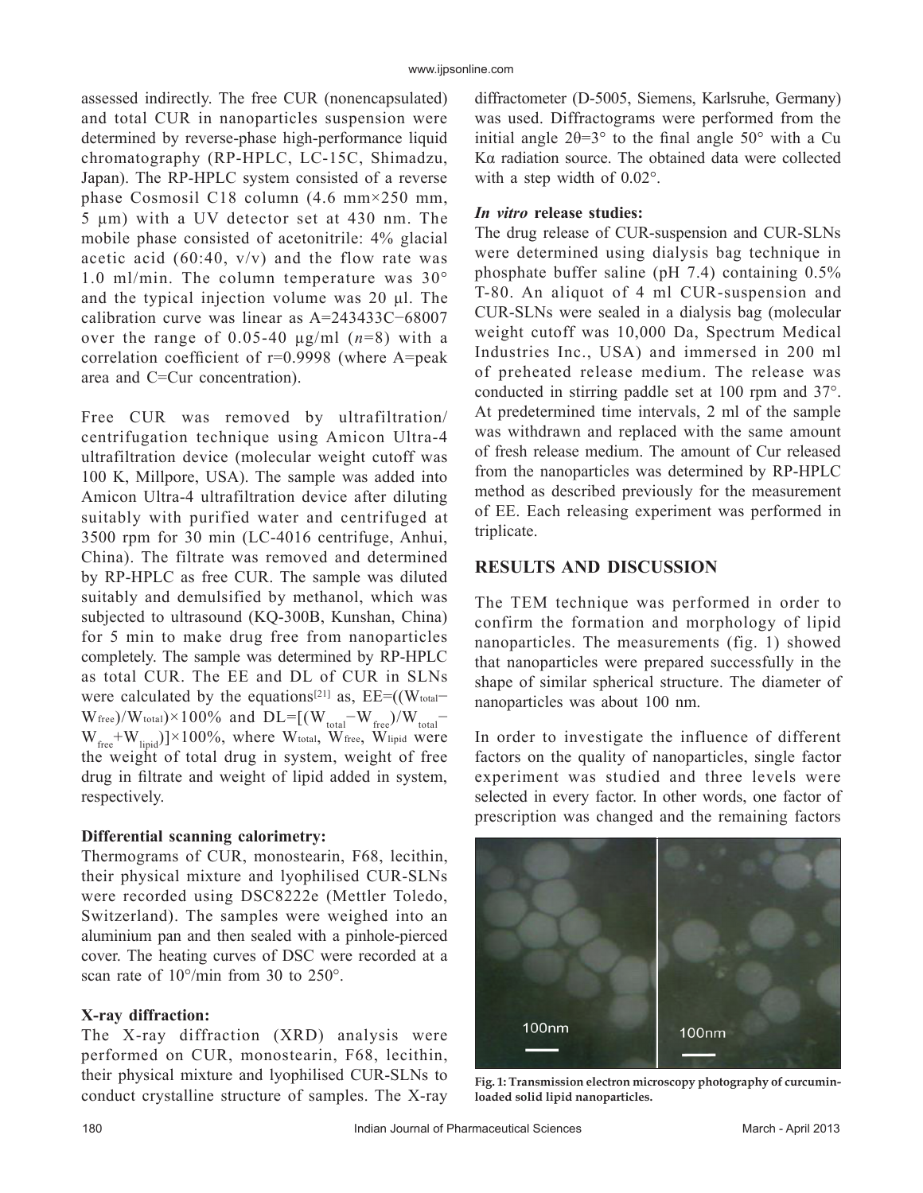assessed indirectly. The free CUR (nonencapsulated) and total CUR in nanoparticles suspension were determined by reverse-phase high-performance liquid chromatography (RP-HPLC, LC-15C, Shimadzu, Japan). The RP-HPLC system consisted of a reverse phase Cosmosil C18 column (4.6 mm×250 mm, 5 µm) with a UV detector set at 430 nm. The mobile phase consisted of acetonitrile: 4% glacial acetic acid (60:40, v/v) and the flow rate was 1.0 ml/min. The column temperature was 30° and the typical injection volume was 20 µl. The calibration curve was linear as A=243433C−68007 over the range of 0.05-40 µg/ml (*n*=8) with a correlation coefficient of r=0.9998 (where A=peak area and C=Cur concentration).

Free CUR was removed by ultrafiltration/centrifugation technique using Amicon Ultra-4 ultrafiltration device (molecular weight cutoff was 100 K, Millpore, USA). The sample was added into Amicon Ultra-4 ultrafiltration device after diluting suitably with purified water and centrifuged at 3500 rpm for 30 min (LC-4016 centrifuge, Anhui, China). The filtrate was removed and determined by RP-HPLC as free CUR. The sample was diluted suitably and demulsified by methanol, which was subjected to ultrasound (KQ-300B, Kunshan, China) for 5 min to make drug free from nanoparticles completely. The sample was determined by RP-HPLC as total CUR. The EE and DL of CUR in SLNs were calculated by the equations[21] as, $EE=((W_{total}-W_{free})/W_{total})\times100\%$ and $DL=[(W_{total}-W_{free})/W_{total}-W_{free}+W_{lipid})]\times100\%$, where $W_{total}$, $W_{free}$, $W_{lipid}$ were the weight of total drug in system, weight of free drug in filtrate and weight of lipid added in system, respectively.

### Differential scanning calorimetry:

Thermograms of CUR, monostearin, F68, lecithin, their physical mixture and lyophilised CUR-SLNs were recorded using DSC8222e (Mettler Toledo, Switzerland). The samples were weighed into an aluminium pan and then sealed with a pinhole-pierced cover. The heating curves of DSC were recorded at a scan rate of 10°/min from 30 to 250°.

### X-ray diffraction:

The X-ray diffraction (XRD) analysis were performed on CUR, monostearin, F68, lecithin, their physical mixture and lyophilised CUR-SLNs to conduct crystalline structure of samples. The X-ray diffractometer (D-5005, Siemens, Karlsruhe, Germany) was used. Diffractograms were performed from the initial angle 2θ=3° to the final angle 50° with a Cu Kα radiation source. The obtained data were collected with a step width of 0.02°.

### *In vitro* release studies:

The drug release of CUR-suspension and CUR-SLNs were determined using dialysis bag technique in phosphate buffer saline (pH 7.4) containing 0.5% T-80. An aliquot of 4 ml CUR-suspension and CUR-SLNs were sealed in a dialysis bag (molecular weight cutoff was 10,000 Da, Spectrum Medical Industries Inc., USA) and immersed in 200 ml of preheated release medium. The release was conducted in stirring paddle set at 100 rpm and 37°. At predetermined time intervals, 2 ml of the sample was withdrawn and replaced with the same amount of fresh release medium. The amount of Cur released from the nanoparticles was determined by RP-HPLC method as described previously for the measurement of EE. Each releasing experiment was performed in triplicate.

## RESULTS AND DISCUSSION

The TEM technique was performed in order to confirm the formation and morphology of lipid nanoparticles. The measurements (fig. 1) showed that nanoparticles were prepared successfully in the shape of similar spherical structure. The diameter of nanoparticles was about 100 nm.

In order to investigate the influence of different factors on the quality of nanoparticles, single factor experiment was studied and three levels were selected in every factor. In other words, one factor of prescription was changed and the remaining factors

**Fig. 1: Transmission electron microscopy photography of curcumin-loaded solid lipid nanoparticles.**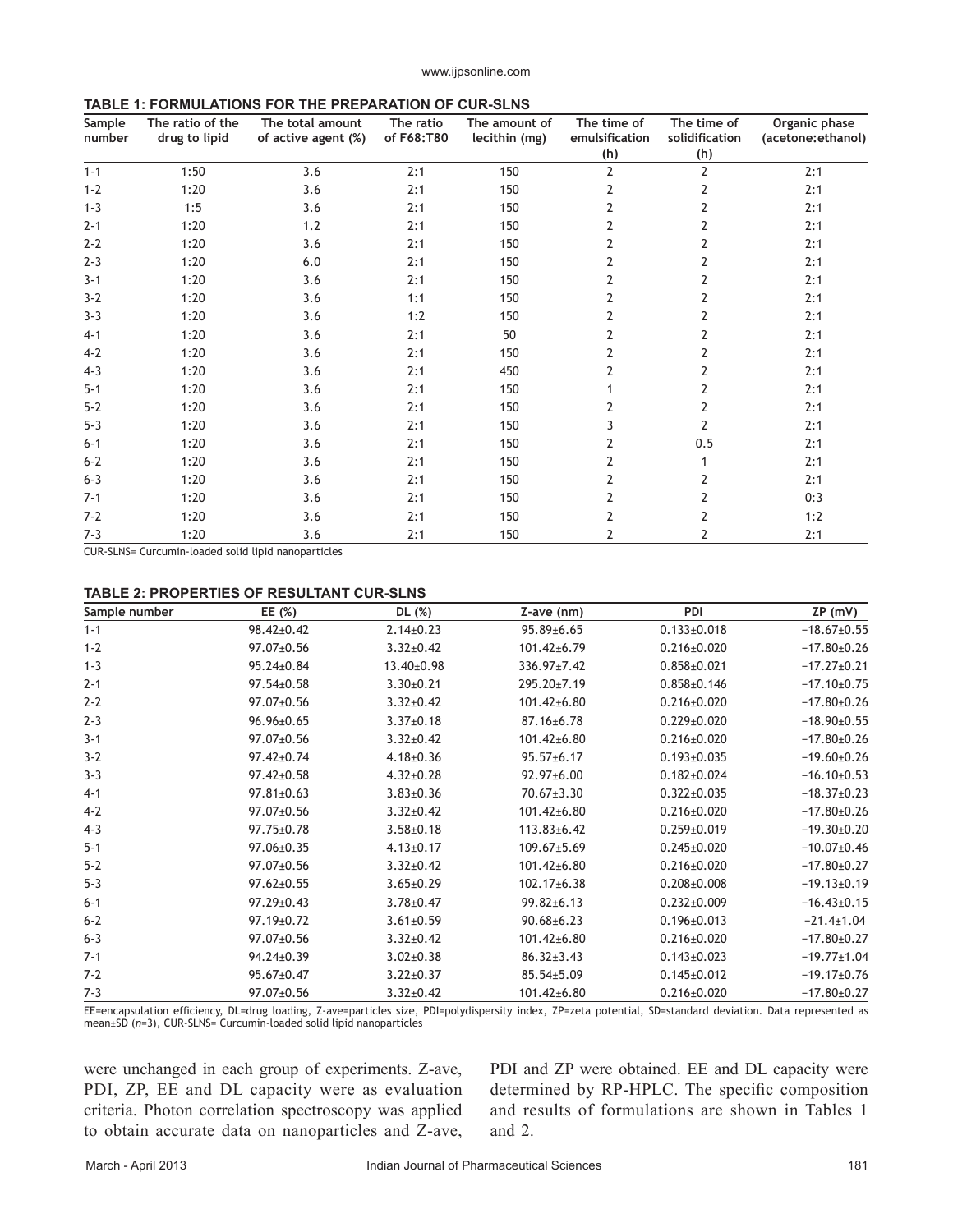**TABLE 1: FORMULATIONS FOR THE PREPARATION OF CUR-SLNS**

| Sample number | The ratio of the drug to lipid | The total amount of active agent (%) | The ratio of F68:T80 | The amount of lecithin (mg) | The time of emulsification (h) | The time of solidification (h) | Organic phase (acetone:ethanol) |
|---|---|---|---|---|---|---|---|
| 1-1 | 1:50 | 3.6 | 2:1 | 150 | 2 | 2 | 2:1 |
| 1-2 | 1:20 | 3.6 | 2:1 | 150 | 2 | 2 | 2:1 |
| 1-3 | 1:5 | 3.6 | 2:1 | 150 | 2 | 2 | 2:1 |
| 2-1 | 1:20 | 1.2 | 2:1 | 150 | 2 | 2 | 2:1 |
| 2-2 | 1:20 | 3.6 | 2:1 | 150 | 2 | 2 | 2:1 |
| 2-3 | 1:20 | 6.0 | 2:1 | 150 | 2 | 2 | 2:1 |
| 3-1 | 1:20 | 3.6 | 2:1 | 150 | 2 | 2 | 2:1 |
| 3-2 | 1:20 | 3.6 | 1:1 | 150 | 2 | 2 | 2:1 |
| 3-3 | 1:20 | 3.6 | 1:2 | 150 | 2 | 2 | 2:1 |
| 4-1 | 1:20 | 3.6 | 2:1 | 50 | 2 | 2 | 2:1 |
| 4-2 | 1:20 | 3.6 | 2:1 | 150 | 2 | 2 | 2:1 |
| 4-3 | 1:20 | 3.6 | 2:1 | 450 | 2 | 2 | 2:1 |
| 5-1 | 1:20 | 3.6 | 2:1 | 150 | 1 | 2 | 2:1 |
| 5-2 | 1:20 | 3.6 | 2:1 | 150 | 2 | 2 | 2:1 |
| 5-3 | 1:20 | 3.6 | 2:1 | 150 | 3 | 2 | 2:1 |
| 6-1 | 1:20 | 3.6 | 2:1 | 150 | 2 | 0.5 | 2:1 |
| 6-2 | 1:20 | 3.6 | 2:1 | 150 | 2 | 1 | 2:1 |
| 6-3 | 1:20 | 3.6 | 2:1 | 150 | 2 | 2 | 2:1 |
| 7-1 | 1:20 | 3.6 | 2:1 | 150 | 2 | 2 | 0:3 |
| 7-2 | 1:20 | 3.6 | 2:1 | 150 | 2 | 2 | 1:2 |
| 7-3 | 1:20 | 3.6 | 2:1 | 150 | 2 | 2 | 2:1 |

CUR-SLNS= Curcumin-loaded solid lipid nanoparticles

**TABLE 2: PROPERTIES OF RESULTANT CUR-SLNS**

| Sample number | EE (%) | DL (%) | Z-ave (nm) | PDI | ZP (mV) |
|---|---|---|---|---|---|
| 1-1 | 98.42±0.42 | 2.14±0.23 | 95.89±6.65 | 0.133±0.018 | −18.67±0.55 |
| 1-2 | 97.07±0.56 | 3.32±0.42 | 101.42±6.79 | 0.216±0.020 | −17.80±0.26 |
| 1-3 | 95.24±0.84 | 13.40±0.98 | 336.97±7.42 | 0.858±0.021 | −17.27±0.21 |
| 2-1 | 97.54±0.58 | 3.30±0.21 | 295.20±7.19 | 0.858±0.146 | −17.10±0.75 |
| 2-2 | 97.07±0.56 | 3.32±0.42 | 101.42±6.80 | 0.216±0.020 | −17.80±0.26 |
| 2-3 | 96.96±0.65 | 3.37±0.18 | 87.16±6.78 | 0.229±0.020 | −18.90±0.55 |
| 3-1 | 97.07±0.56 | 3.32±0.42 | 101.42±6.80 | 0.216±0.020 | −17.80±0.26 |
| 3-2 | 97.42±0.74 | 4.18±0.36 | 95.57±6.17 | 0.193±0.035 | −19.60±0.26 |
| 3-3 | 97.42±0.58 | 4.32±0.28 | 92.97±6.00 | 0.182±0.024 | −16.10±0.53 |
| 4-1 | 97.81±0.63 | 3.83±0.36 | 70.67±3.30 | 0.322±0.035 | −18.37±0.23 |
| 4-2 | 97.07±0.56 | 3.32±0.42 | 101.42±6.80 | 0.216±0.020 | −17.80±0.26 |
| 4-3 | 97.75±0.78 | 3.58±0.18 | 113.83±6.42 | 0.259±0.019 | −19.30±0.20 |
| 5-1 | 97.06±0.35 | 4.13±0.17 | 109.67±5.69 | 0.245±0.020 | −10.07±0.46 |
| 5-2 | 97.07±0.56 | 3.32±0.42 | 101.42±6.80 | 0.216±0.020 | −17.80±0.27 |
| 5-3 | 97.62±0.55 | 3.65±0.29 | 102.17±6.38 | 0.208±0.008 | −19.13±0.19 |
| 6-1 | 97.29±0.43 | 3.78±0.47 | 99.82±6.13 | 0.232±0.009 | −16.43±0.15 |
| 6-2 | 97.19±0.72 | 3.61±0.59 | 90.68±6.23 | 0.196±0.013 | −21.4±1.04 |
| 6-3 | 97.07±0.56 | 3.32±0.42 | 101.42±6.80 | 0.216±0.020 | −17.80±0.27 |
| 7-1 | 94.24±0.39 | 3.02±0.38 | 86.32±3.43 | 0.143±0.023 | −19.77±1.04 |
| 7-2 | 95.67±0.47 | 3.22±0.37 | 85.54±5.09 | 0.145±0.012 | −19.17±0.76 |
| 7-3 | 97.07±0.56 | 3.32±0.42 | 101.42±6.80 | 0.216±0.020 | −17.80±0.27 |

EE=encapsulation efficiency, DL=drug loading, Z-ave=particles size, PDI=polydispersity index, ZP=zeta potential, SD=standard deviation. Data represented as mean±SD (*n*=3), CUR-SLNS= Curcumin-loaded solid lipid nanoparticles

were unchanged in each group of experiments. Z-ave, PDI, ZP, EE and DL capacity were as evaluation criteria. Photon correlation spectroscopy was applied to obtain accurate data on nanoparticles and Z-ave, PDI and ZP were obtained. EE and DL capacity were determined by RP-HPLC. The specific composition and results of formulations are shown in Tables 1 and 2.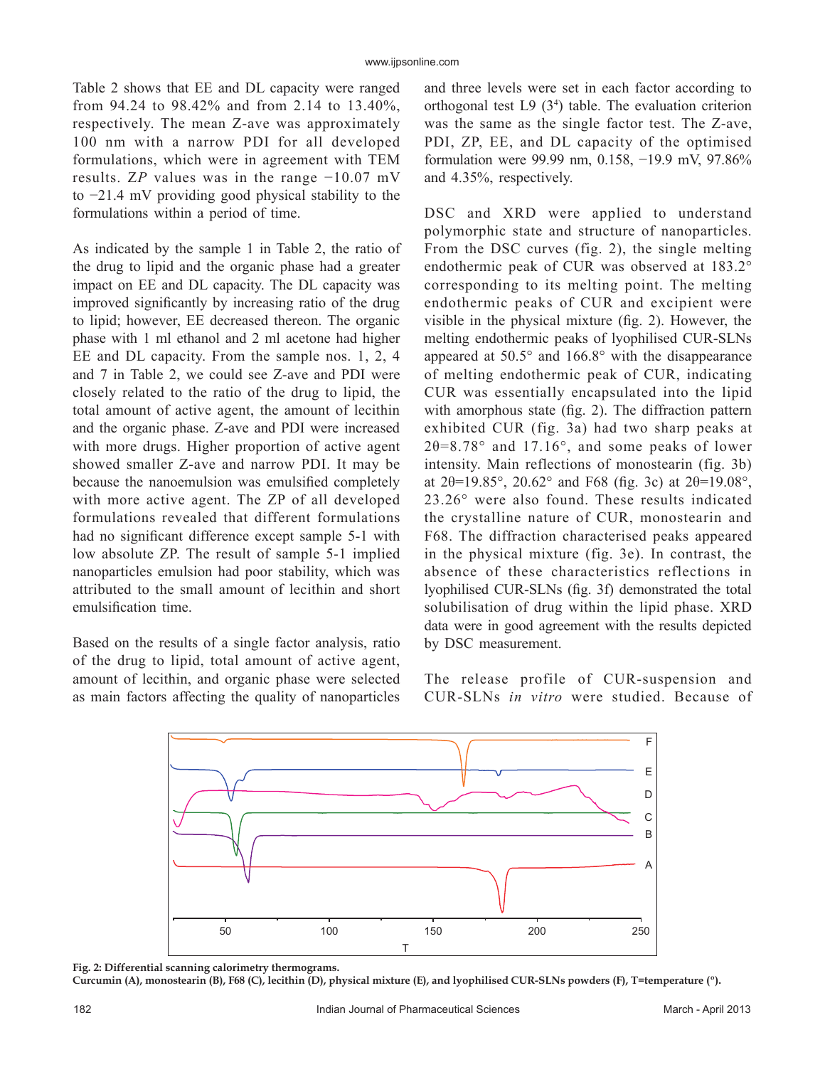Table 2 shows that EE and DL capacity were ranged from 94.24 to 98.42% and from 2.14 to 13.40%, respectively. The mean Z-ave was approximately 100 nm with a narrow PDI for all developed formulations, which were in agreement with TEM results. Z*P* values was in the range −10.07 mV to −21.4 mV providing good physical stability to the formulations within a period of time.

As indicated by the sample 1 in Table 2, the ratio of the drug to lipid and the organic phase had a greater impact on EE and DL capacity. The DL capacity was improved significantly by increasing ratio of the drug to lipid; however, EE decreased thereon. The organic phase with 1 ml ethanol and 2 ml acetone had higher EE and DL capacity. From the sample nos. 1, 2, 4 and 7 in Table 2, we could see Z-ave and PDI were closely related to the ratio of the drug to lipid, the total amount of active agent, the amount of lecithin and the organic phase. Z-ave and PDI were increased with more drugs. Higher proportion of active agent showed smaller Z-ave and narrow PDI. It may be because the nanoemulsion was emulsified completely with more active agent. The ZP of all developed formulations revealed that different formulations had no significant difference except sample 5-1 with low absolute ZP. The result of sample 5-1 implied nanoparticles emulsion had poor stability, which was attributed to the small amount of lecithin and short emulsification time.

Based on the results of a single factor analysis, ratio of the drug to lipid, total amount of active agent, amount of lecithin, and organic phase were selected as main factors affecting the quality of nanoparticles and three levels were set in each factor according to orthogonal test L9 ($3^4$) table. The evaluation criterion was the same as the single factor test. The Z-ave, PDI, ZP, EE, and DL capacity of the optimised formulation were 99.99 nm, 0.158, −19.9 mV, 97.86% and 4.35%, respectively.

DSC and XRD were applied to understand polymorphic state and structure of nanoparticles. From the DSC curves (fig. 2), the single melting endothermic peak of CUR was observed at 183.2° corresponding to its melting point. The melting endothermic peaks of CUR and excipient were visible in the physical mixture (fig. 2). However, the melting endothermic peaks of lyophilised CUR-SLNs appeared at 50.5° and 166.8° with the disappearance of melting endothermic peak of CUR, indicating CUR was essentially encapsulated into the lipid with amorphous state (fig. 2). The diffraction pattern exhibited CUR (fig. 3a) had two sharp peaks at 2θ=8.78° and 17.16°, and some peaks of lower intensity. Main reflections of monostearin (fig. 3b) at 2θ=19.85°, 20.62° and F68 (fig. 3c) at 2θ=19.08°, 23.26° were also found. These results indicated the crystalline nature of CUR, monostearin and F68. The diffraction characterised peaks appeared in the physical mixture (fig. 3e). In contrast, the absence of these characteristics reflections in lyophilised CUR-SLNs (fig. 3f) demonstrated the total solubilisation of drug within the lipid phase. XRD data were in good agreement with the results depicted by DSC measurement.

The release profile of CUR-suspension and CUR-SLNs *in vitro* were studied. Because of

**Fig. 2: Differential scanning calorimetry thermograms.**
**Curcumin (A), monostearin (B), F68 (C), lecithin (D), physical mixture (E), and lyophilised CUR-SLNs powders (F), T=temperature (°).**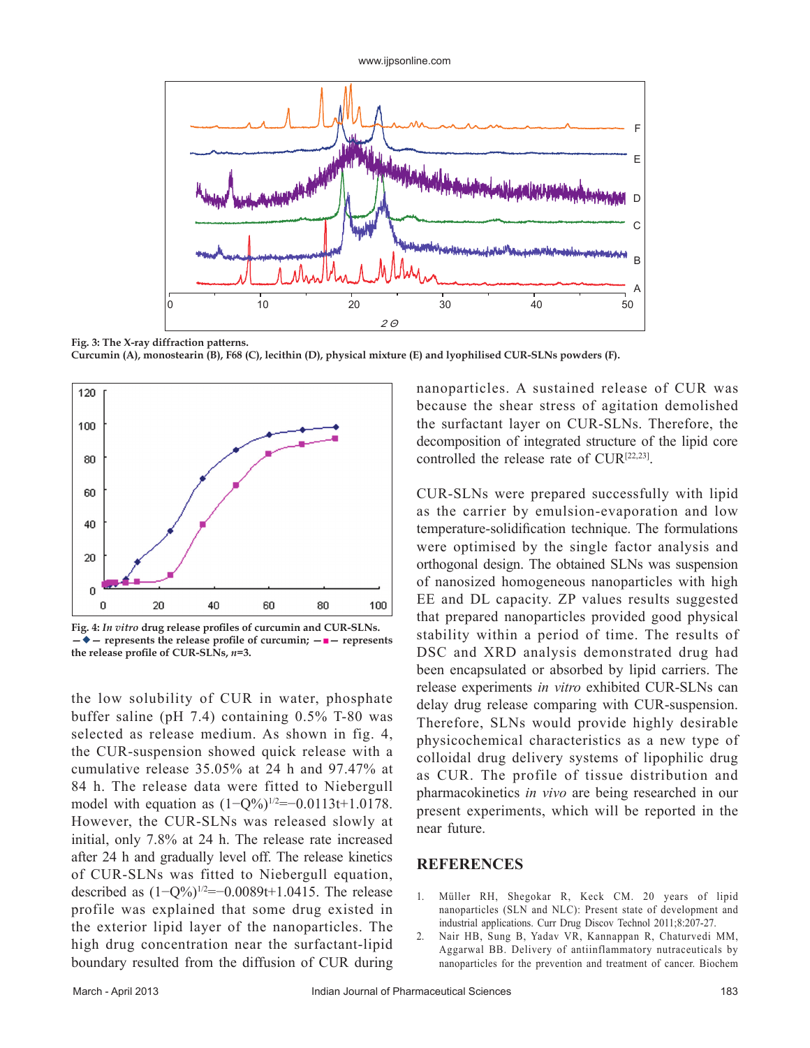Fig. 3: The X-ray diffraction patterns.
Curcumin (A), monostearin (B), F68 (C), lecithin (D), physical mixture (E) and lyophilised CUR-SLNs powders (F).

Fig. 4: *In vitro* drug release profiles of curcumin and CUR-SLNs.
—◆— represents the release profile of curcumin; —■— represents the release profile of CUR-SLNs, *n*=3.

the low solubility of CUR in water, phosphate buffer saline (pH 7.4) containing 0.5% T-80 was selected as release medium. As shown in fig. 4, the CUR-suspension showed quick release with a cumulative release 35.05% at 24 h and 97.47% at 84 h. The release data were fitted to Niebergull model with equation as $(1-Q\%)^{1/2}=-0.0113t+1.0178$. However, the CUR-SLNs was released slowly at initial, only 7.8% at 24 h. The release rate increased after 24 h and gradually level off. The release kinetics of CUR-SLNs was fitted to Niebergull equation, described as $(1-Q\%)^{1/2}=-0.0089t+1.0415$. The release profile was explained that some drug existed in the exterior lipid layer of the nanoparticles. The high drug concentration near the surfactant-lipid boundary resulted from the diffusion of CUR during nanoparticles. A sustained release of CUR was because the shear stress of agitation demolished the surfactant layer on CUR-SLNs. Therefore, the decomposition of integrated structure of the lipid core controlled the release rate of CUR[22,23].

CUR-SLNs were prepared successfully with lipid as the carrier by emulsion-evaporation and low temperature-solidification technique. The formulations were optimised by the single factor analysis and orthogonal design. The obtained SLNs was suspension of nanosized homogeneous nanoparticles with high EE and DL capacity. ZP values results suggested that prepared nanoparticles provided good physical stability within a period of time. The results of DSC and XRD analysis demonstrated drug had been encapsulated or absorbed by lipid carriers. The release experiments *in vitro* exhibited CUR-SLNs can delay drug release comparing with CUR-suspension. Therefore, SLNs would provide highly desirable physicochemical characteristics as a new type of colloidal drug delivery systems of lipophilic drug as CUR. The profile of tissue distribution and pharmacokinetics *in vivo* are being researched in our present experiments, which will be reported in the near future.

## REFERENCES

1. Müller RH, Shegokar R, Keck CM. 20 years of lipid nanoparticles (SLN and NLC): Present state of development and industrial applications. Curr Drug Discov Technol 2011;8:207-27.
2. Nair HB, Sung B, Yadav VR, Kannappan R, Chaturvedi MM, Aggarwal BB. Delivery of antiinflammatory nutraceuticals by nanoparticles for the prevention and treatment of cancer. Biochem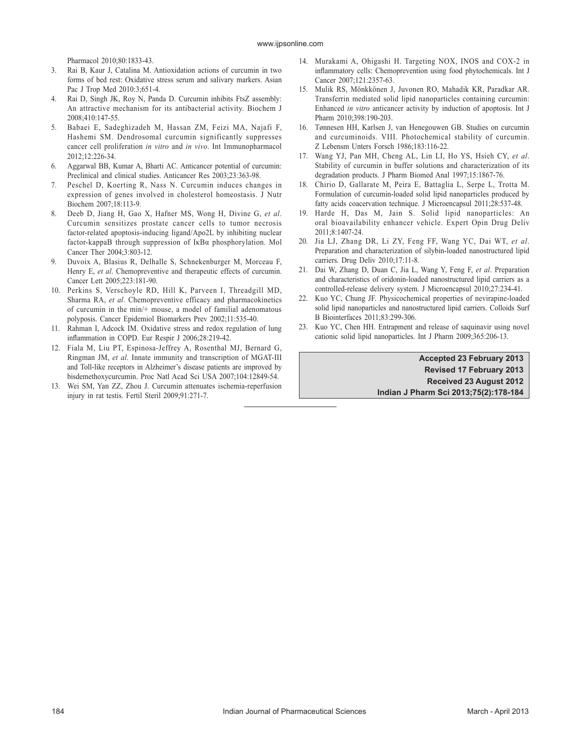Pharmacol 2010;80:1833-43.

3. Rai B, Kaur J, Catalina M. Antioxidation actions of curcumin in two forms of bed rest: Oxidative stress serum and salivary markers. Asian Pac J Trop Med 2010:3;651-4.
4. Rai D, Singh JK, Roy N, Panda D. Curcumin inhibits FtsZ assembly: An attractive mechanism for its antibacterial activity. Biochem J 2008;410:147-55.
5. Babaei E, Sadeghizadeh M, Hassan ZM, Feizi MA, Najafi F, Hashemi SM. Dendrosomal curcumin significantly suppresses cancer cell proliferation *in vitro* and *in vivo*. Int Immunopharmacol 2012;12:226-34.
6. Aggarwal BB, Kumar A, Bharti AC. Anticancer potential of curcumin: Preclinical and clinical studies. Anticancer Res 2003;23:363-98.
7. Peschel D, Koerting R, Nass N. Curcumin induces changes in expression of genes involved in cholesterol homeostasis. J Nutr Biochem 2007;18:113-9.
8. Deeb D, Jiang H, Gao X, Hafner MS, Wong H, Divine G, *et al*. Curcumin sensitizes prostate cancer cells to tumor necrosis factor-related apoptosis-inducing ligand/Apo2L by inhibiting nuclear factor-kappaB through suppression of IκBα phosphorylation. Mol Cancer Ther 2004;3:803-12.
9. Duvoix A, Blasius R, Delhalle S, Schnekenburger M, Morceau F, Henry E, *et al*. Chemopreventive and therapeutic effects of curcumin. Cancer Lett 2005;223:181-90.
10. Perkins S, Verschoyle RD, Hill K, Parveen I, Threadgill MD, Sharma RA, *et al*. Chemopreventive efficacy and pharmacokinetics of curcumin in the min/+ mouse, a model of familial adenomatous polyposis. Cancer Epidemiol Biomarkers Prev 2002;11:535-40.
11. Rahman I, Adcock IM. Oxidative stress and redox regulation of lung inflammation in COPD. Eur Respir J 2006;28:219-42.
12. Fiala M, Liu PT, Espinosa-Jeffrey A, Rosenthal MJ, Bernard G, Ringman JM, *et al*. Innate immunity and transcription of MGAT-III and Toll-like receptors in Alzheimer's disease patients are improved by bisdemethoxycurcumin. Proc Natl Acad Sci USA 2007;104:12849-54.
13. Wei SM, Yan ZZ, Zhou J. Curcumin attenuates ischemia-reperfusion injury in rat testis. Fertil Steril 2009;91:271-7.
14. Murakami A, Ohigashi H. Targeting NOX, INOS and COX-2 in inflammatory cells: Chemoprevention using food phytochemicals. Int J Cancer 2007;121:2357-63.
15. Mulik RS, Mönkkönen J, Juvonen RO, Mahadik KR, Paradkar AR. Transferrin mediated solid lipid nanoparticles containing curcumin: Enhanced *in vitro* anticancer activity by induction of apoptosis. Int J Pharm 2010;398:190-203.
16. Tønnesen HH, Karlsen J, van Henegouwen GB. Studies on curcumin and curcuminoids. VIII. Photochemical stability of curcumin. Z Lebensm Unters Forsch 1986;183:116-22.
17. Wang YJ, Pan MH, Cheng AL, Lin LI, Ho YS, Hsieh CY, *et al*. Stability of curcumin in buffer solutions and characterization of its degradation products. J Pharm Biomed Anal 1997;15:1867-76.
18. Chirio D, Gallarate M, Peira E, Battaglia L, Serpe L, Trotta M. Formulation of curcumin-loaded solid lipid nanoparticles produced by fatty acids coacervation technique. J Microencapsul 2011;28:537-48.
19. Harde H, Das M, Jain S. Solid lipid nanoparticles: An oral bioavailability enhancer vehicle. Expert Opin Drug Deliv 2011;8:1407-24.
20. Jia LJ, Zhang DR, Li ZY, Feng FF, Wang YC, Dai WT, *et al*. Preparation and characterization of silybin-loaded nanostructured lipid carriers. Drug Deliv 2010;17:11-8.
21. Dai W, Zhang D, Duan C, Jia L, Wang Y, Feng F, *et al*. Preparation and characteristics of oridonin-loaded nanostructured lipid carriers as a controlled-release delivery system. J Microencapsul 2010;27:234-41.
22. Kuo YC, Chung JF. Physicochemical properties of nevirapine-loaded solid lipid nanoparticles and nanostructured lipid carriers. Colloids Surf B Biointerfaces 2011;83:299-306.
23. Kuo YC, Chen HH. Entrapment and release of saquinavir using novel cationic solid lipid nanoparticles. Int J Pharm 2009;365:206-13.

**Accepted 23 February 2013**
**Revised 17 February 2013**
**Received 23 August 2012**
**Indian J Pharm Sci 2013;75(2):178-184**